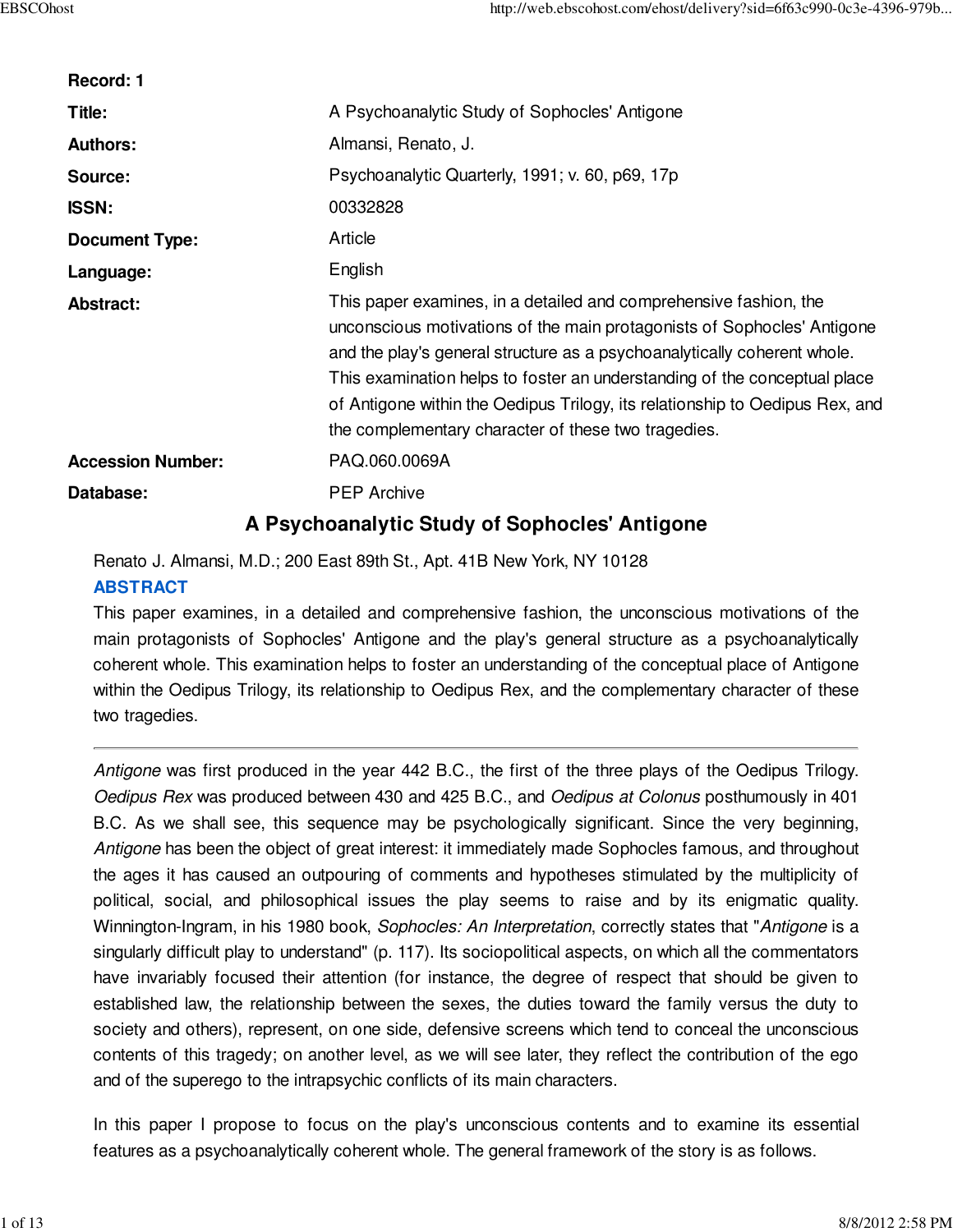**Record: 1**

| | |
|---|---|
| **Title:** | A Psychoanalytic Study of Sophocles' Antigone |
| **Authors:** | Almansi, Renato, J. |
| **Source:** | Psychoanalytic Quarterly, 1991; v. 60, p69, 17p |
| **ISSN:** | 00332828 |
| **Document Type:** | Article |
| **Language:** | English |
| **Abstract:** | This paper examines, in a detailed and comprehensive fashion, the unconscious motivations of the main protagonists of Sophocles' Antigone and the play's general structure as a psychoanalytically coherent whole. This examination helps to foster an understanding of the conceptual place of Antigone within the Oedipus Trilogy, its relationship to Oedipus Rex, and the complementary character of these two tragedies. |
| **Accession Number:** | PAQ.060.0069A |
| **Database:** | PEP Archive |

# A Psychoanalytic Study of Sophocles' Antigone

Renato J. Almansi, M.D.; 200 East 89th St., Apt. 41B New York, NY 10128

## ABSTRACT

This paper examines, in a detailed and comprehensive fashion, the unconscious motivations of the main protagonists of Sophocles' Antigone and the play's general structure as a psychoanalytically coherent whole. This examination helps to foster an understanding of the conceptual place of Antigone within the Oedipus Trilogy, its relationship to Oedipus Rex, and the complementary character of these two tragedies.

---

*Antigone* was first produced in the year 442 B.C., the first of the three plays of the Oedipus Trilogy. *Oedipus Rex* was produced between 430 and 425 B.C., and *Oedipus at Colonus* posthumously in 401 B.C. As we shall see, this sequence may be psychologically significant. Since the very beginning, *Antigone* has been the object of great interest: it immediately made Sophocles famous, and throughout the ages it has caused an outpouring of comments and hypotheses stimulated by the multiplicity of political, social, and philosophical issues the play seems to raise and by its enigmatic quality. Winnington-Ingram, in his 1980 book, *Sophocles: An Interpretation*, correctly states that "*Antigone* is a singularly difficult play to understand" (p. 117). Its sociopolitical aspects, on which all the commentators have invariably focused their attention (for instance, the degree of respect that should be given to established law, the relationship between the sexes, the duties toward the family versus the duty to society and others), represent, on one side, defensive screens which tend to conceal the unconscious contents of this tragedy; on another level, as we will see later, they reflect the contribution of the ego and of the superego to the intrapsychic conflicts of its main characters.

In this paper I propose to focus on the play's unconscious contents and to examine its essential features as a psychoanalytically coherent whole. The general framework of the story is as follows.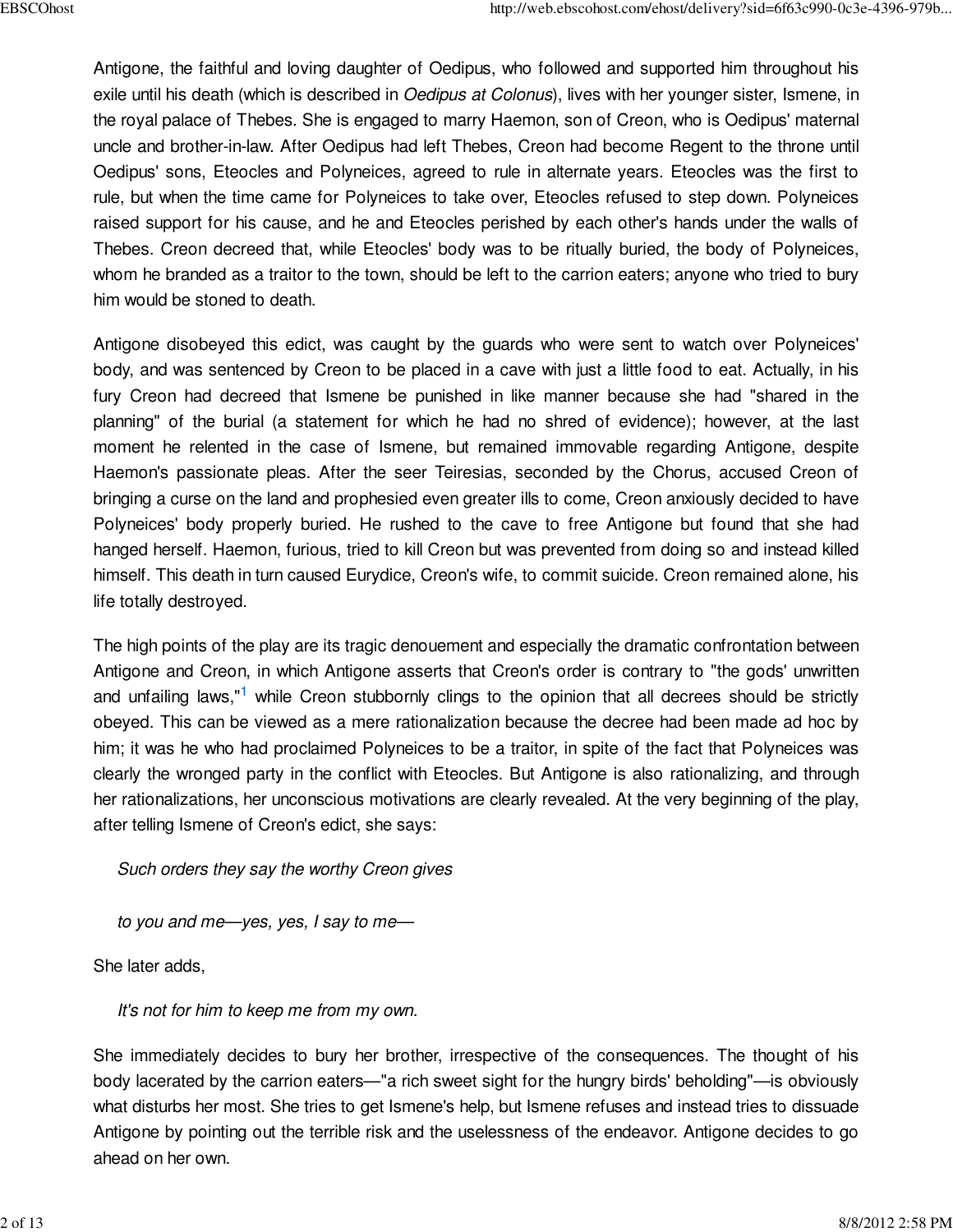Antigone, the faithful and loving daughter of Oedipus, who followed and supported him throughout his exile until his death (which is described in *Oedipus at Colonus*), lives with her younger sister, Ismene, in the royal palace of Thebes. She is engaged to marry Haemon, son of Creon, who is Oedipus' maternal uncle and brother-in-law. After Oedipus had left Thebes, Creon had become Regent to the throne until Oedipus' sons, Eteocles and Polyneices, agreed to rule in alternate years. Eteocles was the first to rule, but when the time came for Polyneices to take over, Eteocles refused to step down. Polyneices raised support for his cause, and he and Eteocles perished by each other's hands under the walls of Thebes. Creon decreed that, while Eteocles' body was to be ritually buried, the body of Polyneices, whom he branded as a traitor to the town, should be left to the carrion eaters; anyone who tried to bury him would be stoned to death.

Antigone disobeyed this edict, was caught by the guards who were sent to watch over Polyneices' body, and was sentenced by Creon to be placed in a cave with just a little food to eat. Actually, in his fury Creon had decreed that Ismene be punished in like manner because she had "shared in the planning" of the burial (a statement for which he had no shred of evidence); however, at the last moment he relented in the case of Ismene, but remained immovable regarding Antigone, despite Haemon's passionate pleas. After the seer Teiresias, seconded by the Chorus, accused Creon of bringing a curse on the land and prophesied even greater ills to come, Creon anxiously decided to have Polyneices' body properly buried. He rushed to the cave to free Antigone but found that she had hanged herself. Haemon, furious, tried to kill Creon but was prevented from doing so and instead killed himself. This death in turn caused Eurydice, Creon's wife, to commit suicide. Creon remained alone, his life totally destroyed.

The high points of the play are its tragic denouement and especially the dramatic confrontation between Antigone and Creon, in which Antigone asserts that Creon's order is contrary to "the gods' unwritten and unfailing laws,"[1] while Creon stubbornly clings to the opinion that all decrees should be strictly obeyed. This can be viewed as a mere rationalization because the decree had been made ad hoc by him; it was he who had proclaimed Polyneices to be a traitor, in spite of the fact that Polyneices was clearly the wronged party in the conflict with Eteocles. But Antigone is also rationalizing, and through her rationalizations, her unconscious motivations are clearly revealed. At the very beginning of the play, after telling Ismene of Creon's edict, she says:

> *Such orders they say the worthy Creon gives*
>
> *to you and me—yes, yes, I say to me—*

She later adds,

> *It's not for him to keep me from my own.*

She immediately decides to bury her brother, irrespective of the consequences. The thought of his body lacerated by the carrion eaters—"a rich sweet sight for the hungry birds' beholding"—is obviously what disturbs her most. She tries to get Ismene's help, but Ismene refuses and instead tries to dissuade Antigone by pointing out the terrible risk and the uselessness of the endeavor. Antigone decides to go ahead on her own.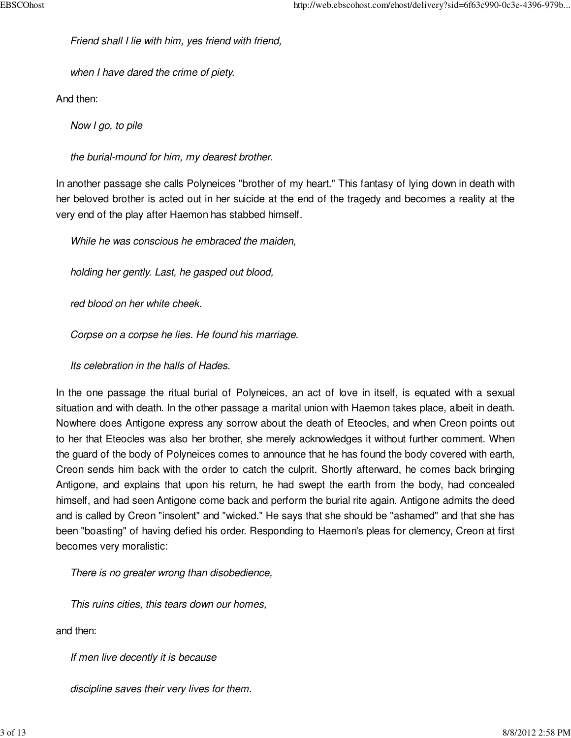*Friend shall I lie with him, yes friend with friend,*

*when I have dared the crime of piety.*

And then:

*Now I go, to pile*

*the burial-mound for him, my dearest brother.*

In another passage she calls Polyneices "brother of my heart." This fantasy of lying down in death with her beloved brother is acted out in her suicide at the end of the tragedy and becomes a reality at the very end of the play after Haemon has stabbed himself.

*While he was conscious he embraced the maiden,*

*holding her gently. Last, he gasped out blood,*

*red blood on her white cheek.*

*Corpse on a corpse he lies. He found his marriage.*

*Its celebration in the halls of Hades.*

In the one passage the ritual burial of Polyneices, an act of love in itself, is equated with a sexual situation and with death. In the other passage a marital union with Haemon takes place, albeit in death. Nowhere does Antigone express any sorrow about the death of Eteocles, and when Creon points out to her that Eteocles was also her brother, she merely acknowledges it without further comment. When the guard of the body of Polyneices comes to announce that he has found the body covered with earth, Creon sends him back with the order to catch the culprit. Shortly afterward, he comes back bringing Antigone, and explains that upon his return, he had swept the earth from the body, had concealed himself, and had seen Antigone come back and perform the burial rite again. Antigone admits the deed and is called by Creon "insolent" and "wicked." He says that she should be "ashamed" and that she has been "boasting" of having defied his order. Responding to Haemon's pleas for clemency, Creon at first becomes very moralistic:

*There is no greater wrong than disobedience,*

*This ruins cities, this tears down our homes,*

and then:

*If men live decently it is because*

*discipline saves their very lives for them.*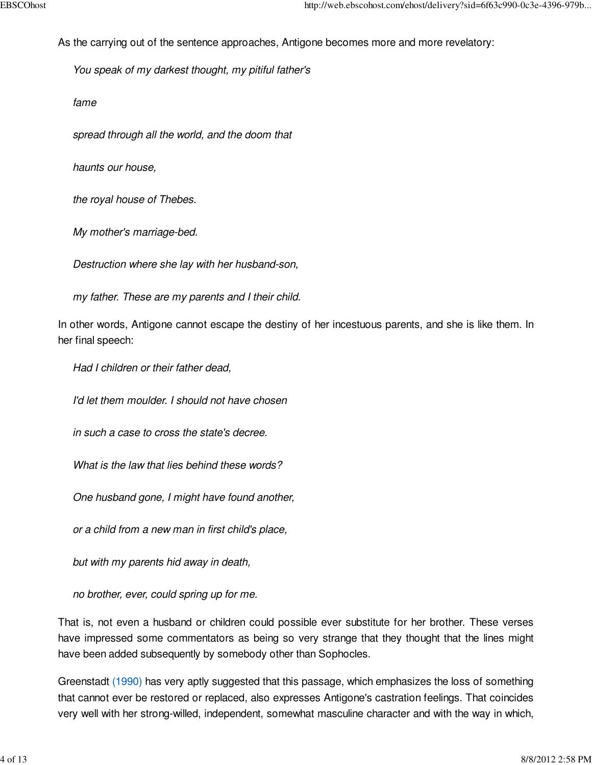As the carrying out of the sentence approaches, Antigone becomes more and more revelatory:

> *You speak of my darkest thought, my pitiful father's*
>
> *fame*
>
> *spread through all the world, and the doom that*
>
> *haunts our house,*
>
> *the royal house of Thebes.*
>
> *My mother's marriage-bed.*
>
> *Destruction where she lay with her husband-son,*
>
> *my father. These are my parents and I their child.*

In other words, Antigone cannot escape the destiny of her incestuous parents, and she is like them. In her final speech:

> *Had I children or their father dead,*
>
> *I'd let them moulder. I should not have chosen*
>
> *in such a case to cross the state's decree.*
>
> *What is the law that lies behind these words?*
>
> *One husband gone, I might have found another,*
>
> *or a child from a new man in first child's place,*
>
> *but with my parents hid away in death,*
>
> *no brother, ever, could spring up for me.*

That is, not even a husband or children could possible ever substitute for her brother. These verses have impressed some commentators as being so very strange that they thought that the lines might have been added subsequently by somebody other than Sophocles.

Greenstadt (1990) has very aptly suggested that this passage, which emphasizes the loss of something that cannot ever be restored or replaced, also expresses Antigone's castration feelings. That coincides very well with her strong-willed, independent, somewhat masculine character and with the way in which,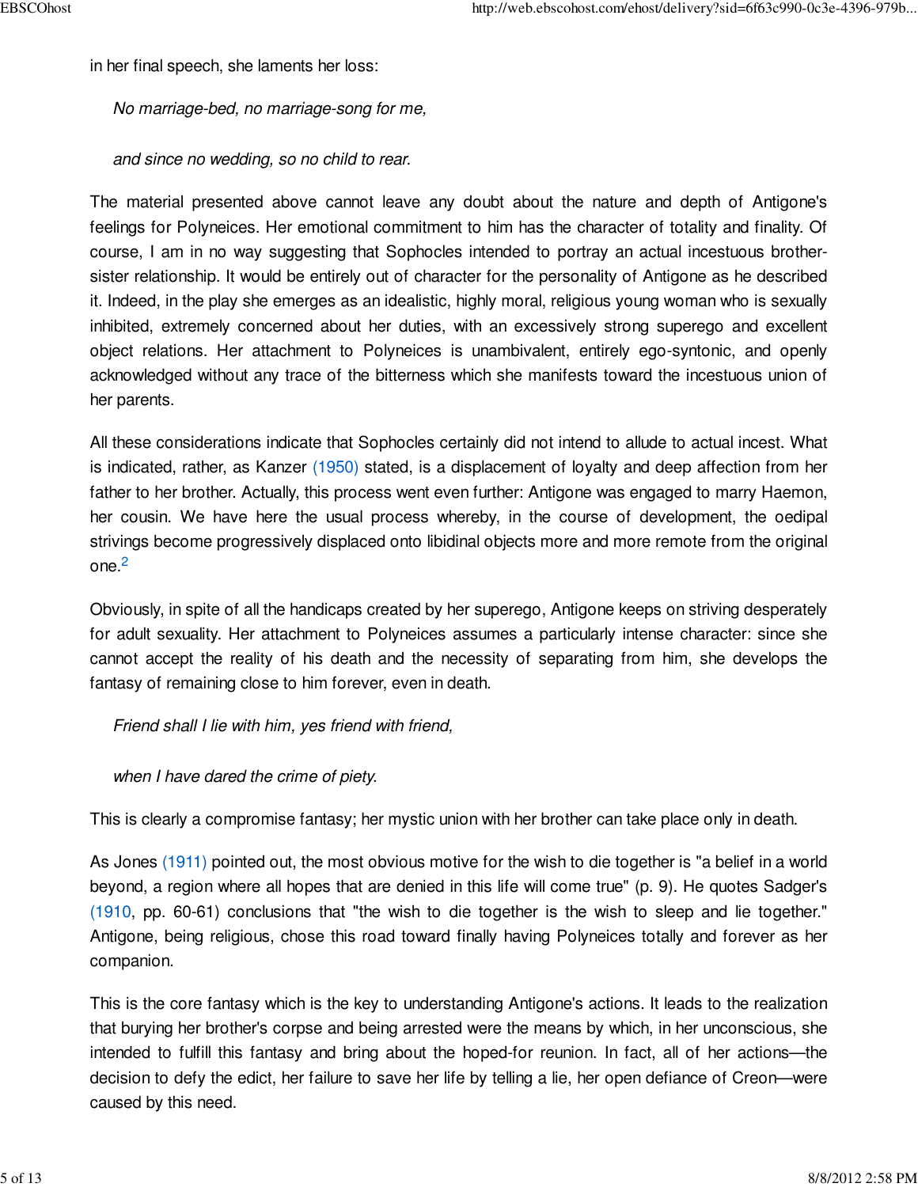in her final speech, she laments her loss:

> *No marriage-bed, no marriage-song for me,*
>
> *and since no wedding, so no child to rear.*

The material presented above cannot leave any doubt about the nature and depth of Antigone's feelings for Polyneices. Her emotional commitment to him has the character of totality and finality. Of course, I am in no way suggesting that Sophocles intended to portray an actual incestuous brother-sister relationship. It would be entirely out of character for the personality of Antigone as he described it. Indeed, in the play she emerges as an idealistic, highly moral, religious young woman who is sexually inhibited, extremely concerned about her duties, with an excessively strong superego and excellent object relations. Her attachment to Polyneices is unambivalent, entirely ego-syntonic, and openly acknowledged without any trace of the bitterness which she manifests toward the incestuous union of her parents.

All these considerations indicate that Sophocles certainly did not intend to allude to actual incest. What is indicated, rather, as Kanzer (1950) stated, is a displacement of loyalty and deep affection from her father to her brother. Actually, this process went even further: Antigone was engaged to marry Haemon, her cousin. We have here the usual process whereby, in the course of development, the oedipal strivings become progressively displaced onto libidinal objects more and more remote from the original one.[2]

Obviously, in spite of all the handicaps created by her superego, Antigone keeps on striving desperately for adult sexuality. Her attachment to Polyneices assumes a particularly intense character: since she cannot accept the reality of his death and the necessity of separating from him, she develops the fantasy of remaining close to him forever, even in death.

> *Friend shall I lie with him, yes friend with friend,*
>
> *when I have dared the crime of piety.*

This is clearly a compromise fantasy; her mystic union with her brother can take place only in death.

As Jones (1911) pointed out, the most obvious motive for the wish to die together is "a belief in a world beyond, a region where all hopes that are denied in this life will come true" (p. 9). He quotes Sadger's (1910, pp. 60-61) conclusions that "the wish to die together is the wish to sleep and lie together." Antigone, being religious, chose this road toward finally having Polyneices totally and forever as her companion.

This is the core fantasy which is the key to understanding Antigone's actions. It leads to the realization that burying her brother's corpse and being arrested were the means by which, in her unconscious, she intended to fulfill this fantasy and bring about the hoped-for reunion. In fact, all of her actions—the decision to defy the edict, her failure to save her life by telling a lie, her open defiance of Creon—were caused by this need.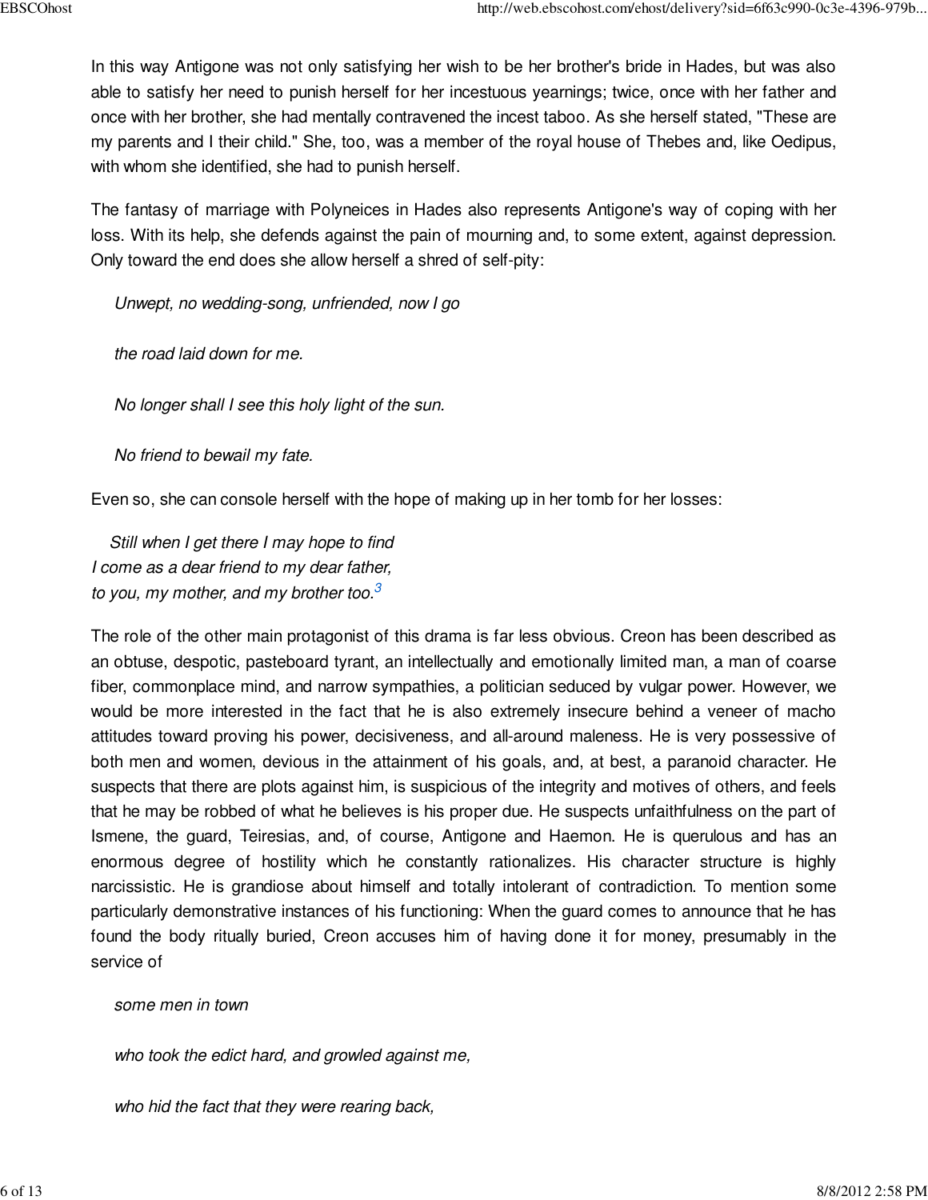In this way Antigone was not only satisfying her wish to be her brother's bride in Hades, but was also able to satisfy her need to punish herself for her incestuous yearnings; twice, once with her father and once with her brother, she had mentally contravened the incest taboo. As she herself stated, "These are my parents and I their child." She, too, was a member of the royal house of Thebes and, like Oedipus, with whom she identified, she had to punish herself.

The fantasy of marriage with Polyneices in Hades also represents Antigone's way of coping with her loss. With its help, she defends against the pain of mourning and, to some extent, against depression. Only toward the end does she allow herself a shred of self-pity:

> *Unwept, no wedding-song, unfriended, now I go*
>
> *the road laid down for me.*
>
> *No longer shall I see this holy light of the sun.*
>
> *No friend to bewail my fate.*

Even so, she can console herself with the hope of making up in her tomb for her losses:

> *Still when I get there I may hope to find*
> *I come as a dear friend to my dear father,*
> *to you, my mother, and my brother too.*[3]

The role of the other main protagonist of this drama is far less obvious. Creon has been described as an obtuse, despotic, pasteboard tyrant, an intellectually and emotionally limited man, a man of coarse fiber, commonplace mind, and narrow sympathies, a politician seduced by vulgar power. However, we would be more interested in the fact that he is also extremely insecure behind a veneer of macho attitudes toward proving his power, decisiveness, and all-around maleness. He is very possessive of both men and women, devious in the attainment of his goals, and, at best, a paranoid character. He suspects that there are plots against him, is suspicious of the integrity and motives of others, and feels that he may be robbed of what he believes is his proper due. He suspects unfaithfulness on the part of Ismene, the guard, Teiresias, and, of course, Antigone and Haemon. He is querulous and has an enormous degree of hostility which he constantly rationalizes. His character structure is highly narcissistic. He is grandiose about himself and totally intolerant of contradiction. To mention some particularly demonstrative instances of his functioning: When the guard comes to announce that he has found the body ritually buried, Creon accuses him of having done it for money, presumably in the service of

> *some men in town*
>
> *who took the edict hard, and growled against me,*
>
> *who hid the fact that they were rearing back,*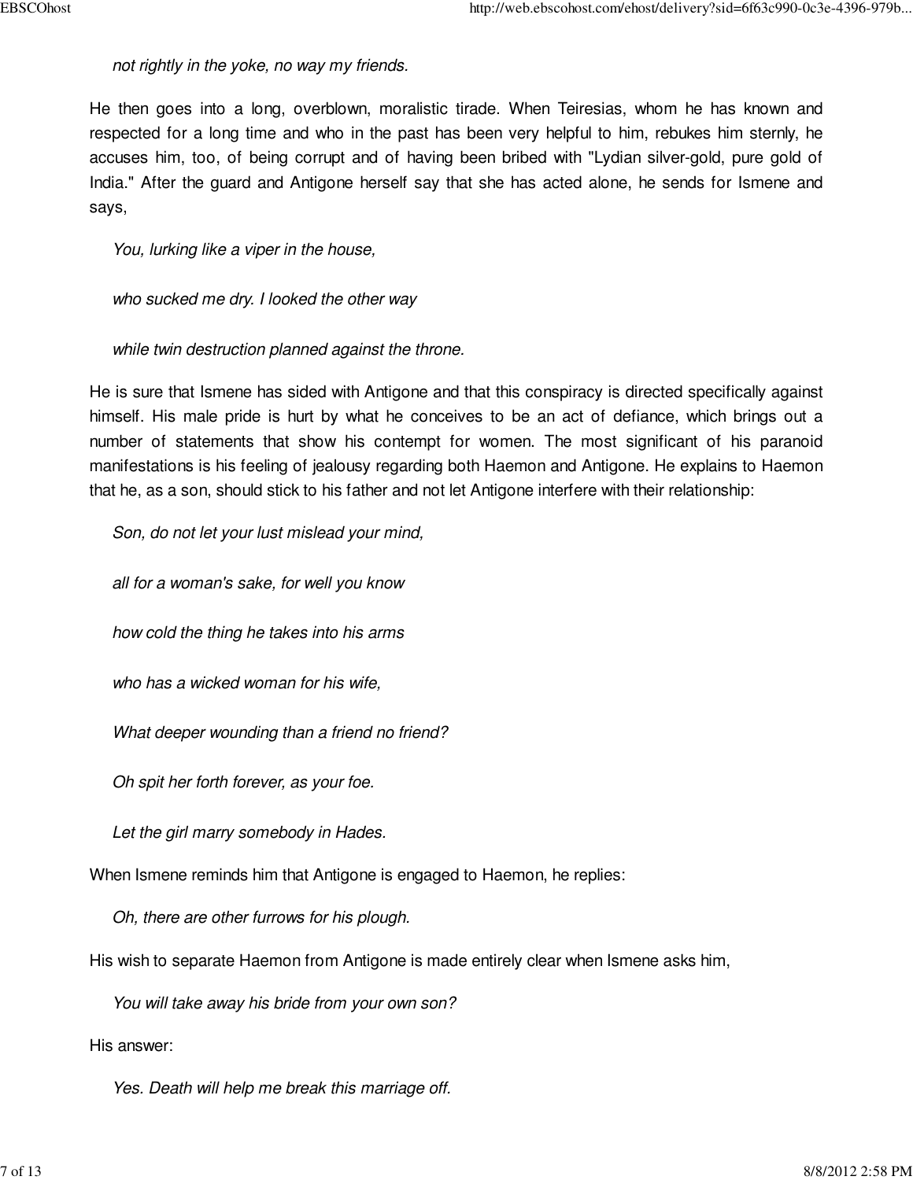*not rightly in the yoke, no way my friends.*

He then goes into a long, overblown, moralistic tirade. When Teiresias, whom he has known and respected for a long time and who in the past has been very helpful to him, rebukes him sternly, he accuses him, too, of being corrupt and of having been bribed with "Lydian silver-gold, pure gold of India." After the guard and Antigone herself say that she has acted alone, he sends for Ismene and says,

*You, lurking like a viper in the house,*

*who sucked me dry. I looked the other way*

*while twin destruction planned against the throne.*

He is sure that Ismene has sided with Antigone and that this conspiracy is directed specifically against himself. His male pride is hurt by what he conceives to be an act of defiance, which brings out a number of statements that show his contempt for women. The most significant of his paranoid manifestations is his feeling of jealousy regarding both Haemon and Antigone. He explains to Haemon that he, as a son, should stick to his father and not let Antigone interfere with their relationship:

*Son, do not let your lust mislead your mind,*

*all for a woman's sake, for well you know*

*how cold the thing he takes into his arms*

*who has a wicked woman for his wife,*

*What deeper wounding than a friend no friend?*

*Oh spit her forth forever, as your foe.*

*Let the girl marry somebody in Hades.*

When Ismene reminds him that Antigone is engaged to Haemon, he replies:

*Oh, there are other furrows for his plough.*

His wish to separate Haemon from Antigone is made entirely clear when Ismene asks him,

*You will take away his bride from your own son?*

His answer:

*Yes. Death will help me break this marriage off.*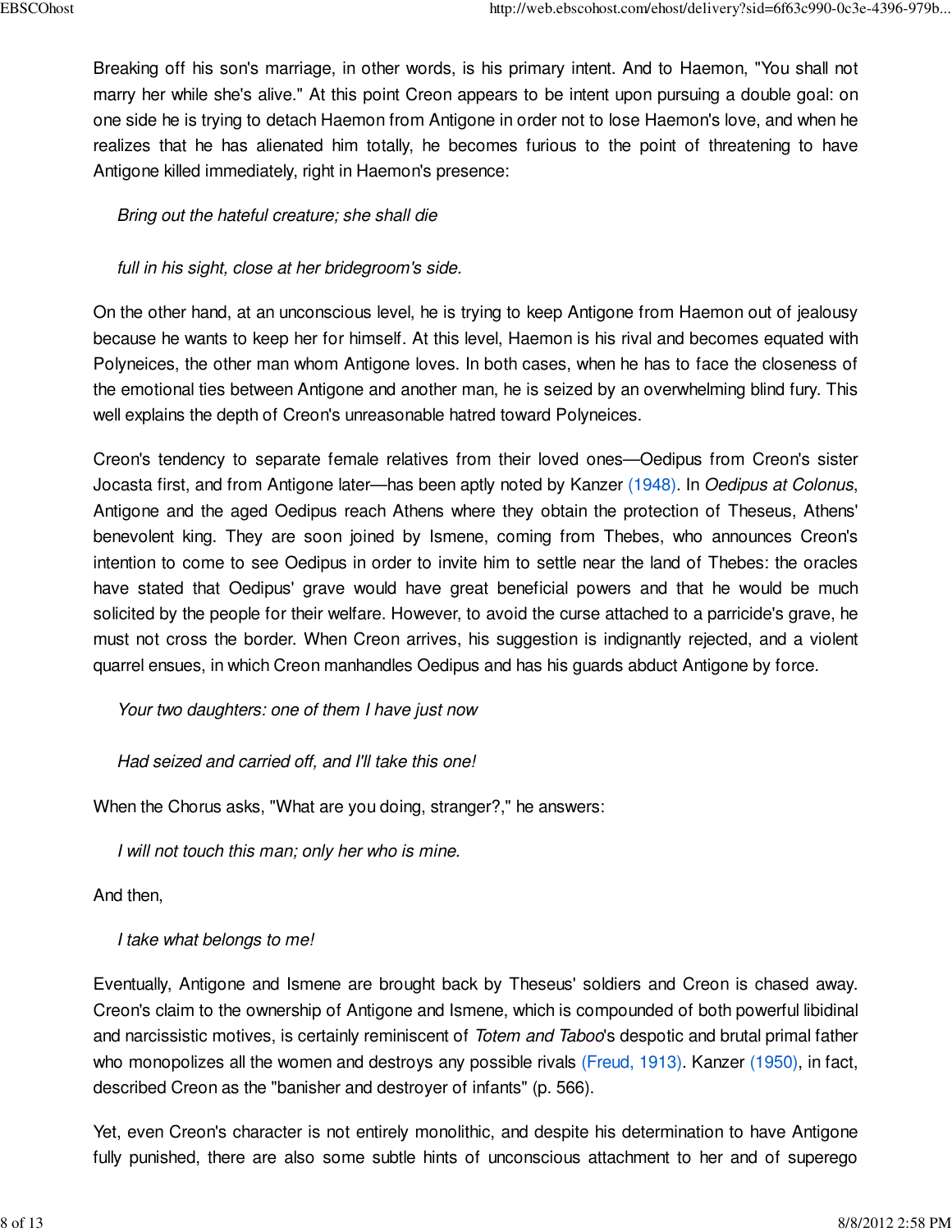Breaking off his son's marriage, in other words, is his primary intent. And to Haemon, "You shall not marry her while she's alive." At this point Creon appears to be intent upon pursuing a double goal: on one side he is trying to detach Haemon from Antigone in order not to lose Haemon's love, and when he realizes that he has alienated him totally, he becomes furious to the point of threatening to have Antigone killed immediately, right in Haemon's presence:

> *Bring out the hateful creature; she shall die*
>
> *full in his sight, close at her bridegroom's side.*

On the other hand, at an unconscious level, he is trying to keep Antigone from Haemon out of jealousy because he wants to keep her for himself. At this level, Haemon is his rival and becomes equated with Polyneices, the other man whom Antigone loves. In both cases, when he has to face the closeness of the emotional ties between Antigone and another man, he is seized by an overwhelming blind fury. This well explains the depth of Creon's unreasonable hatred toward Polyneices.

Creon's tendency to separate female relatives from their loved ones—Oedipus from Creon's sister Jocasta first, and from Antigone later—has been aptly noted by Kanzer (1948). In *Oedipus at Colonus*, Antigone and the aged Oedipus reach Athens where they obtain the protection of Theseus, Athens' benevolent king. They are soon joined by Ismene, coming from Thebes, who announces Creon's intention to come to see Oedipus in order to invite him to settle near the land of Thebes: the oracles have stated that Oedipus' grave would have great beneficial powers and that he would be much solicited by the people for their welfare. However, to avoid the curse attached to a parricide's grave, he must not cross the border. When Creon arrives, his suggestion is indignantly rejected, and a violent quarrel ensues, in which Creon manhandles Oedipus and has his guards abduct Antigone by force.

> *Your two daughters: one of them I have just now*
>
> *Had seized and carried off, and I'll take this one!*

When the Chorus asks, "What are you doing, stranger?," he answers:

> *I will not touch this man; only her who is mine.*

And then,

> *I take what belongs to me!*

Eventually, Antigone and Ismene are brought back by Theseus' soldiers and Creon is chased away. Creon's claim to the ownership of Antigone and Ismene, which is compounded of both powerful libidinal and narcissistic motives, is certainly reminiscent of *Totem and Taboo*'s despotic and brutal primal father who monopolizes all the women and destroys any possible rivals (Freud, 1913). Kanzer (1950), in fact, described Creon as the "banisher and destroyer of infants" (p. 566).

Yet, even Creon's character is not entirely monolithic, and despite his determination to have Antigone fully punished, there are also some subtle hints of unconscious attachment to her and of superego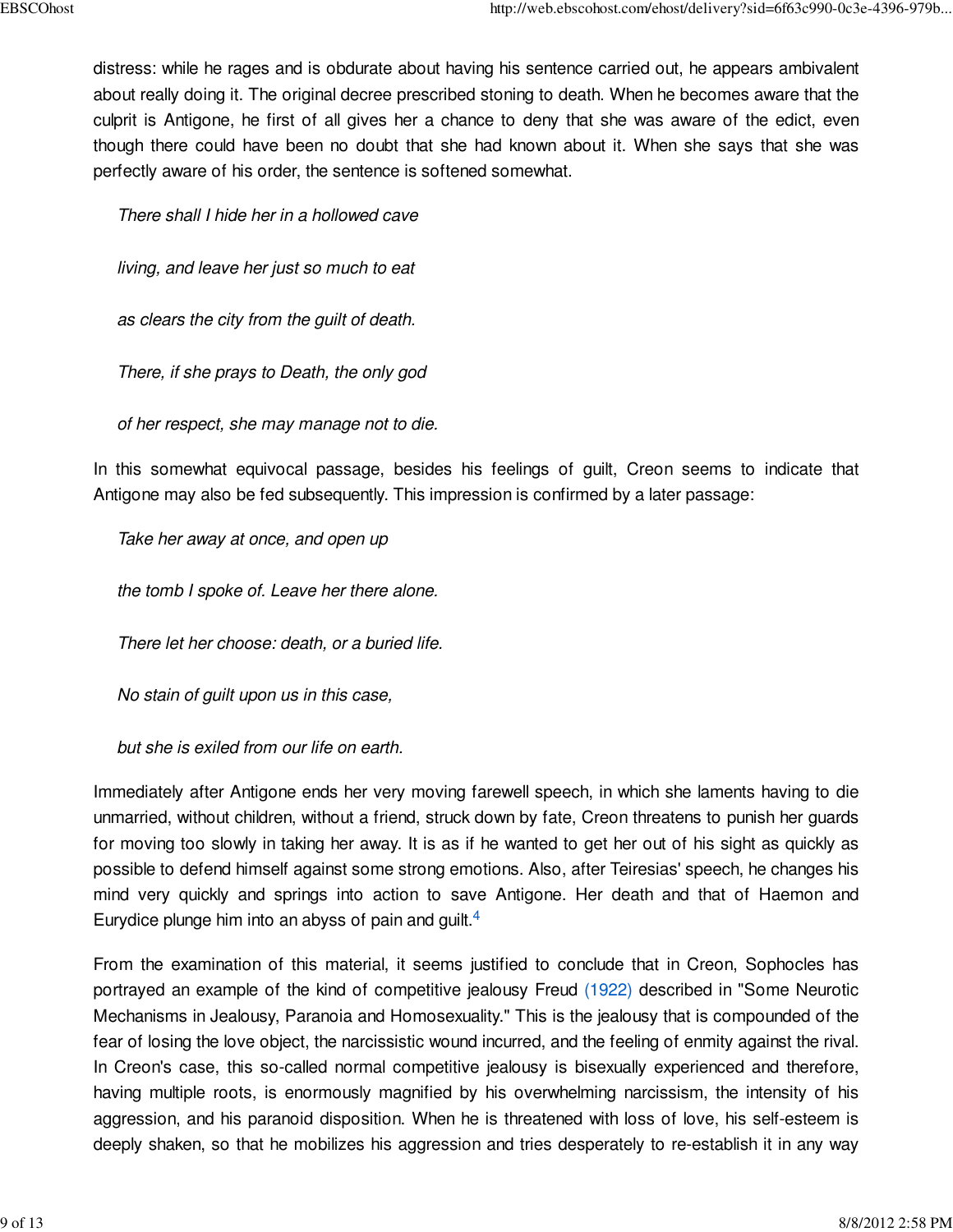distress: while he rages and is obdurate about having his sentence carried out, he appears ambivalent about really doing it. The original decree prescribed stoning to death. When he becomes aware that the culprit is Antigone, he first of all gives her a chance to deny that she was aware of the edict, even though there could have been no doubt that she had known about it. When she says that she was perfectly aware of his order, the sentence is softened somewhat.

> *There shall I hide her in a hollowed cave*
>
> *living, and leave her just so much to eat*
>
> *as clears the city from the guilt of death.*
>
> *There, if she prays to Death, the only god*
>
> *of her respect, she may manage not to die.*

In this somewhat equivocal passage, besides his feelings of guilt, Creon seems to indicate that Antigone may also be fed subsequently. This impression is confirmed by a later passage:

> *Take her away at once, and open up*
>
> *the tomb I spoke of. Leave her there alone.*
>
> *There let her choose: death, or a buried life.*
>
> *No stain of guilt upon us in this case,*
>
> *but she is exiled from our life on earth.*

Immediately after Antigone ends her very moving farewell speech, in which she laments having to die unmarried, without children, without a friend, struck down by fate, Creon threatens to punish her guards for moving too slowly in taking her away. It is as if he wanted to get her out of his sight as quickly as possible to defend himself against some strong emotions. Also, after Teiresias' speech, he changes his mind very quickly and springs into action to save Antigone. Her death and that of Haemon and Eurydice plunge him into an abyss of pain and guilt.[4]

From the examination of this material, it seems justified to conclude that in Creon, Sophocles has portrayed an example of the kind of competitive jealousy Freud (1922) described in "Some Neurotic Mechanisms in Jealousy, Paranoia and Homosexuality." This is the jealousy that is compounded of the fear of losing the love object, the narcissistic wound incurred, and the feeling of enmity against the rival. In Creon's case, this so-called normal competitive jealousy is bisexually experienced and therefore, having multiple roots, is enormously magnified by his overwhelming narcissism, the intensity of his aggression, and his paranoid disposition. When he is threatened with loss of love, his self-esteem is deeply shaken, so that he mobilizes his aggression and tries desperately to re-establish it in any way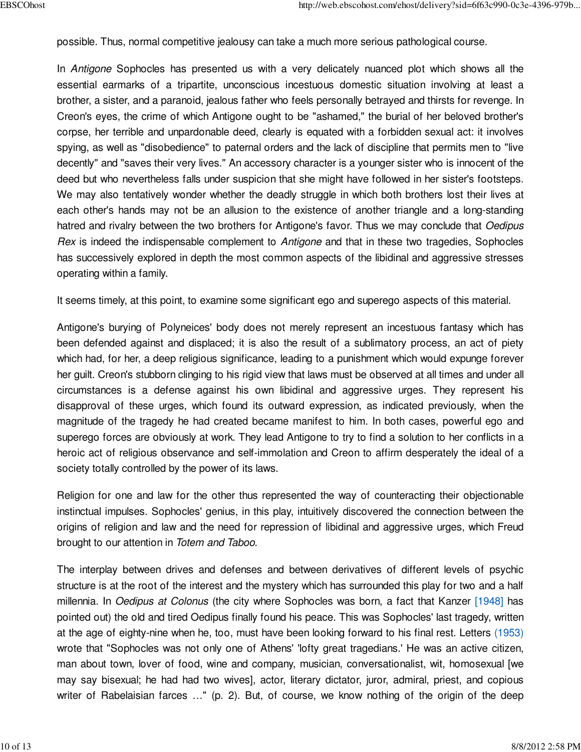possible. Thus, normal competitive jealousy can take a much more serious pathological course.

In *Antigone* Sophocles has presented us with a very delicately nuanced plot which shows all the essential earmarks of a tripartite, unconscious incestuous domestic situation involving at least a brother, a sister, and a paranoid, jealous father who feels personally betrayed and thirsts for revenge. In Creon's eyes, the crime of which Antigone ought to be "ashamed," the burial of her beloved brother's corpse, her terrible and unpardonable deed, clearly is equated with a forbidden sexual act: it involves spying, as well as "disobedience" to paternal orders and the lack of discipline that permits men to "live decently" and "saves their very lives." An accessory character is a younger sister who is innocent of the deed but who nevertheless falls under suspicion that she might have followed in her sister's footsteps. We may also tentatively wonder whether the deadly struggle in which both brothers lost their lives at each other's hands may not be an allusion to the existence of another triangle and a long-standing hatred and rivalry between the two brothers for Antigone's favor. Thus we may conclude that *Oedipus Rex* is indeed the indispensable complement to *Antigone* and that in these two tragedies, Sophocles has successively explored in depth the most common aspects of the libidinal and aggressive stresses operating within a family.

It seems timely, at this point, to examine some significant ego and superego aspects of this material.

Antigone's burying of Polyneices' body does not merely represent an incestuous fantasy which has been defended against and displaced; it is also the result of a sublimatory process, an act of piety which had, for her, a deep religious significance, leading to a punishment which would expunge forever her guilt. Creon's stubborn clinging to his rigid view that laws must be observed at all times and under all circumstances is a defense against his own libidinal and aggressive urges. They represent his disapproval of these urges, which found its outward expression, as indicated previously, when the magnitude of the tragedy he had created became manifest to him. In both cases, powerful ego and superego forces are obviously at work. They lead Antigone to try to find a solution to her conflicts in a heroic act of religious observance and self-immolation and Creon to affirm desperately the ideal of a society totally controlled by the power of its laws.

Religion for one and law for the other thus represented the way of counteracting their objectionable instinctual impulses. Sophocles' genius, in this play, intuitively discovered the connection between the origins of religion and law and the need for repression of libidinal and aggressive urges, which Freud brought to our attention in *Totem and Taboo*.

The interplay between drives and defenses and between derivatives of different levels of psychic structure is at the root of the interest and the mystery which has surrounded this play for two and a half millennia. In *Oedipus at Colonus* (the city where Sophocles was born, a fact that Kanzer [1948] has pointed out) the old and tired Oedipus finally found his peace. This was Sophocles' last tragedy, written at the age of eighty-nine when he, too, must have been looking forward to his final rest. Letters (1953) wrote that "Sophocles was not only one of Athens' 'lofty great tragedians.' He was an active citizen, man about town, lover of food, wine and company, musician, conversationalist, wit, homosexual [we may say bisexual; he had had two wives], actor, literary dictator, juror, admiral, priest, and copious writer of Rabelaisian farces …" (p. 2). But, of course, we know nothing of the origin of the deep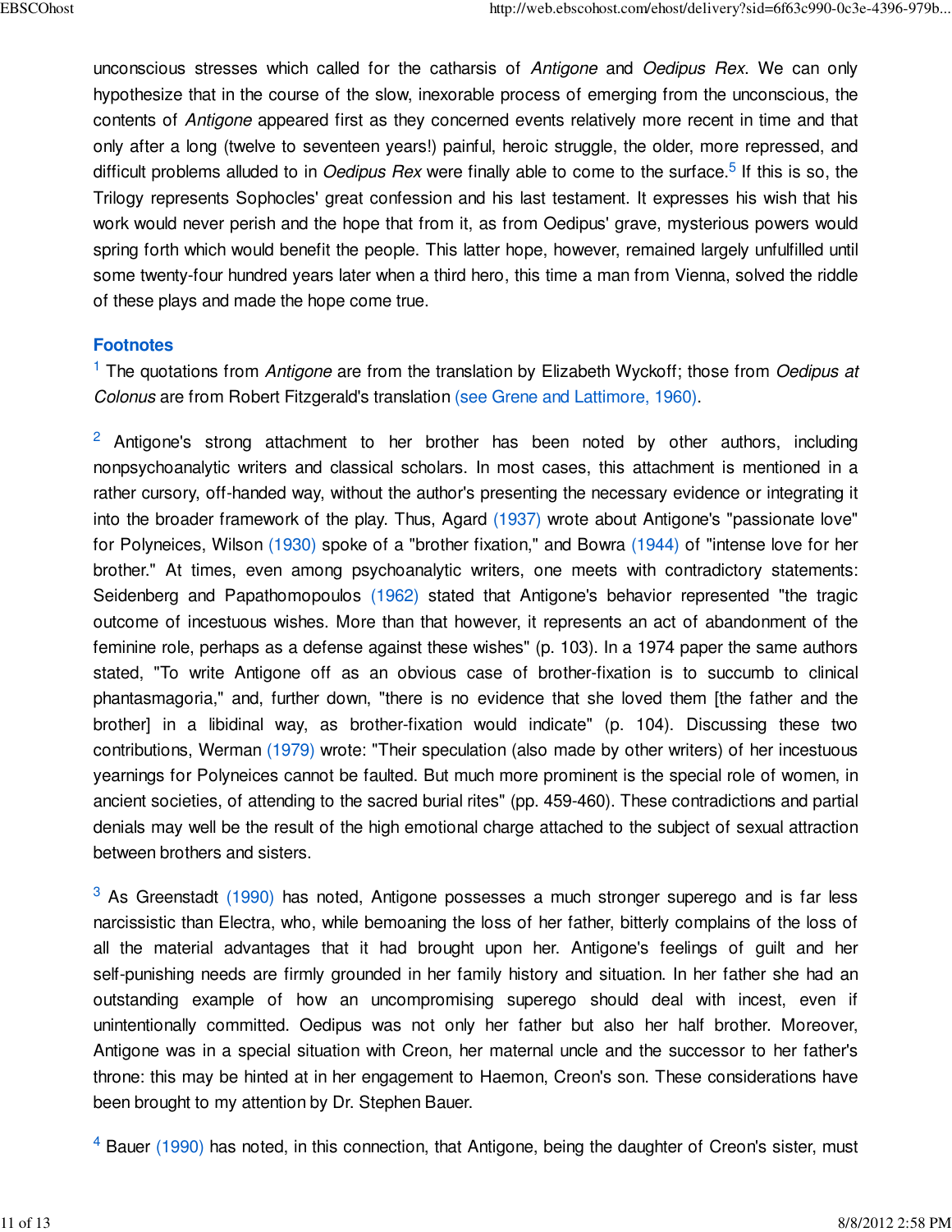unconscious stresses which called for the catharsis of *Antigone* and *Oedipus Rex*. We can only hypothesize that in the course of the slow, inexorable process of emerging from the unconscious, the contents of *Antigone* appeared first as they concerned events relatively more recent in time and that only after a long (twelve to seventeen years!) painful, heroic struggle, the older, more repressed, and difficult problems alluded to in *Oedipus Rex* were finally able to come to the surface.[5] If this is so, the Trilogy represents Sophocles' great confession and his last testament. It expresses his wish that his work would never perish and the hope that from it, as from Oedipus' grave, mysterious powers would spring forth which would benefit the people. This latter hope, however, remained largely unfulfilled until some twenty-four hundred years later when a third hero, this time a man from Vienna, solved the riddle of these plays and made the hope come true.

## Footnotes

[1] The quotations from *Antigone* are from the translation by Elizabeth Wyckoff; those from *Oedipus at Colonus* are from Robert Fitzgerald's translation (see Grene and Lattimore, 1960).

[2] Antigone's strong attachment to her brother has been noted by other authors, including nonpsychoanalytic writers and classical scholars. In most cases, this attachment is mentioned in a rather cursory, off-handed way, without the author's presenting the necessary evidence or integrating it into the broader framework of the play. Thus, Agard (1937) wrote about Antigone's "passionate love" for Polyneices, Wilson (1930) spoke of a "brother fixation," and Bowra (1944) of "intense love for her brother." At times, even among psychoanalytic writers, one meets with contradictory statements: Seidenberg and Papathomopoulos (1962) stated that Antigone's behavior represented "the tragic outcome of incestuous wishes. More than that however, it represents an act of abandonment of the feminine role, perhaps as a defense against these wishes" (p. 103). In a 1974 paper the same authors stated, "To write Antigone off as an obvious case of brother-fixation is to succumb to clinical phantasmagoria," and, further down, "there is no evidence that she loved them [the father and the brother] in a libidinal way, as brother-fixation would indicate" (p. 104). Discussing these two contributions, Werman (1979) wrote: "Their speculation (also made by other writers) of her incestuous yearnings for Polyneices cannot be faulted. But much more prominent is the special role of women, in ancient societies, of attending to the sacred burial rites" (pp. 459-460). These contradictions and partial denials may well be the result of the high emotional charge attached to the subject of sexual attraction between brothers and sisters.

[3] As Greenstadt (1990) has noted, Antigone possesses a much stronger superego and is far less narcissistic than Electra, who, while bemoaning the loss of her father, bitterly complains of the loss of all the material advantages that it had brought upon her. Antigone's feelings of guilt and her self-punishing needs are firmly grounded in her family history and situation. In her father she had an outstanding example of how an uncompromising superego should deal with incest, even if unintentionally committed. Oedipus was not only her father but also her half brother. Moreover, Antigone was in a special situation with Creon, her maternal uncle and the successor to her father's throne: this may be hinted at in her engagement to Haemon, Creon's son. These considerations have been brought to my attention by Dr. Stephen Bauer.

[4] Bauer (1990) has noted, in this connection, that Antigone, being the daughter of Creon's sister, must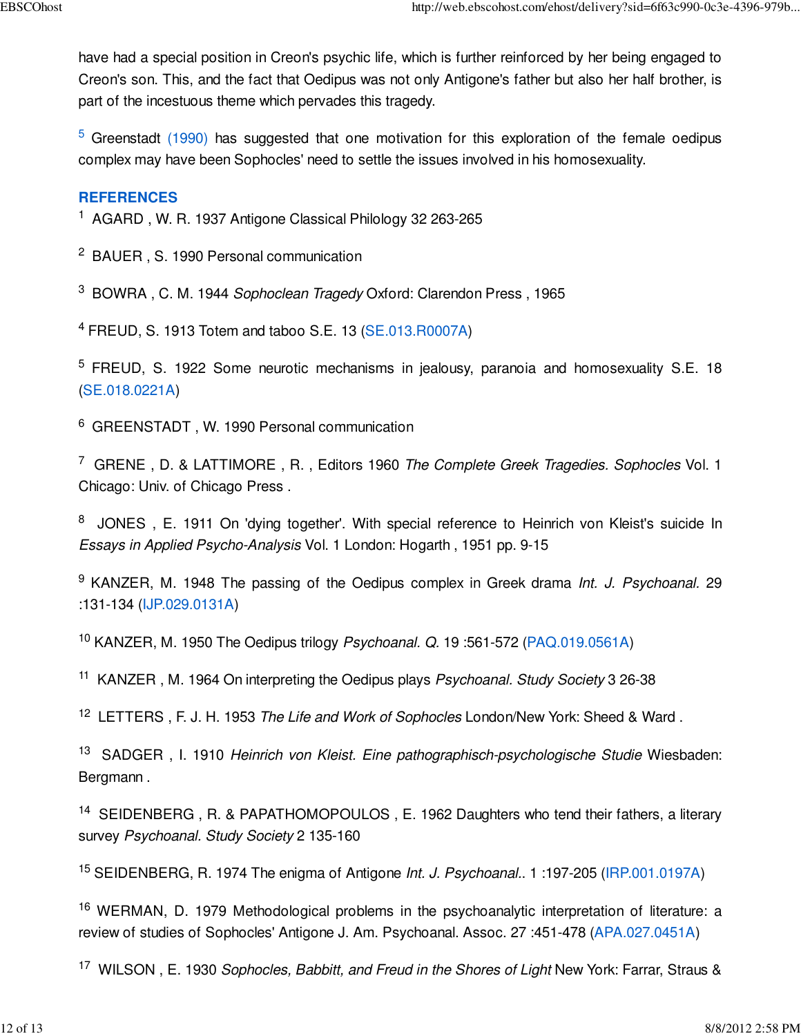have had a special position in Creon's psychic life, which is further reinforced by her being engaged to Creon's son. This, and the fact that Oedipus was not only Antigone's father but also her half brother, is part of the incestuous theme which pervades this tragedy.

[5] Greenstadt (1990) has suggested that one motivation for this exploration of the female oedipus complex may have been Sophocles' need to settle the issues involved in his homosexuality.

## REFERENCES

[1] AGARD , W. R. 1937 Antigone Classical Philology 32 263-265

[2] BAUER , S. 1990 Personal communication

[3] BOWRA , C. M. 1944 *Sophoclean Tragedy* Oxford: Clarendon Press , 1965

[4] FREUD, S. 1913 Totem and taboo S.E. 13 (SE.013.R0007A)

[5] FREUD, S. 1922 Some neurotic mechanisms in jealousy, paranoia and homosexuality S.E. 18 (SE.018.0221A)

[6] GREENSTADT , W. 1990 Personal communication

[7] GRENE , D. & LATTIMORE , R. , Editors 1960 *The Complete Greek Tragedies. Sophocles* Vol. 1 Chicago: Univ. of Chicago Press .

[8] JONES , E. 1911 On 'dying together'. With special reference to Heinrich von Kleist's suicide In *Essays in Applied Psycho-Analysis* Vol. 1 London: Hogarth , 1951 pp. 9-15

[9] KANZER, M. 1948 The passing of the Oedipus complex in Greek drama *Int. J. Psychoanal.* 29 :131-134 (IJP.029.0131A)

[10] KANZER, M. 1950 The Oedipus trilogy *Psychoanal. Q.* 19 :561-572 (PAQ.019.0561A)

[11] KANZER , M. 1964 On interpreting the Oedipus plays *Psychoanal. Study Society* 3 26-38

[12] LETTERS , F. J. H. 1953 *The Life and Work of Sophocles* London/New York: Sheed & Ward .

[13] SADGER , I. 1910 *Heinrich von Kleist. Eine pathographisch-psychologische Studie* Wiesbaden: Bergmann .

[14] SEIDENBERG , R. & PAPATHOMOPOULOS , E. 1962 Daughters who tend their fathers, a literary survey *Psychoanal. Study Society* 2 135-160

[15] SEIDENBERG, R. 1974 The enigma of Antigone *Int. J. Psychoanal.*. 1 :197-205 (IRP.001.0197A)

[16] WERMAN, D. 1979 Methodological problems in the psychoanalytic interpretation of literature: a review of studies of Sophocles' Antigone J. Am. Psychoanal. Assoc. 27 :451-478 (APA.027.0451A)

[17] WILSON , E. 1930 *Sophocles, Babbitt, and Freud in the Shores of Light* New York: Farrar, Straus &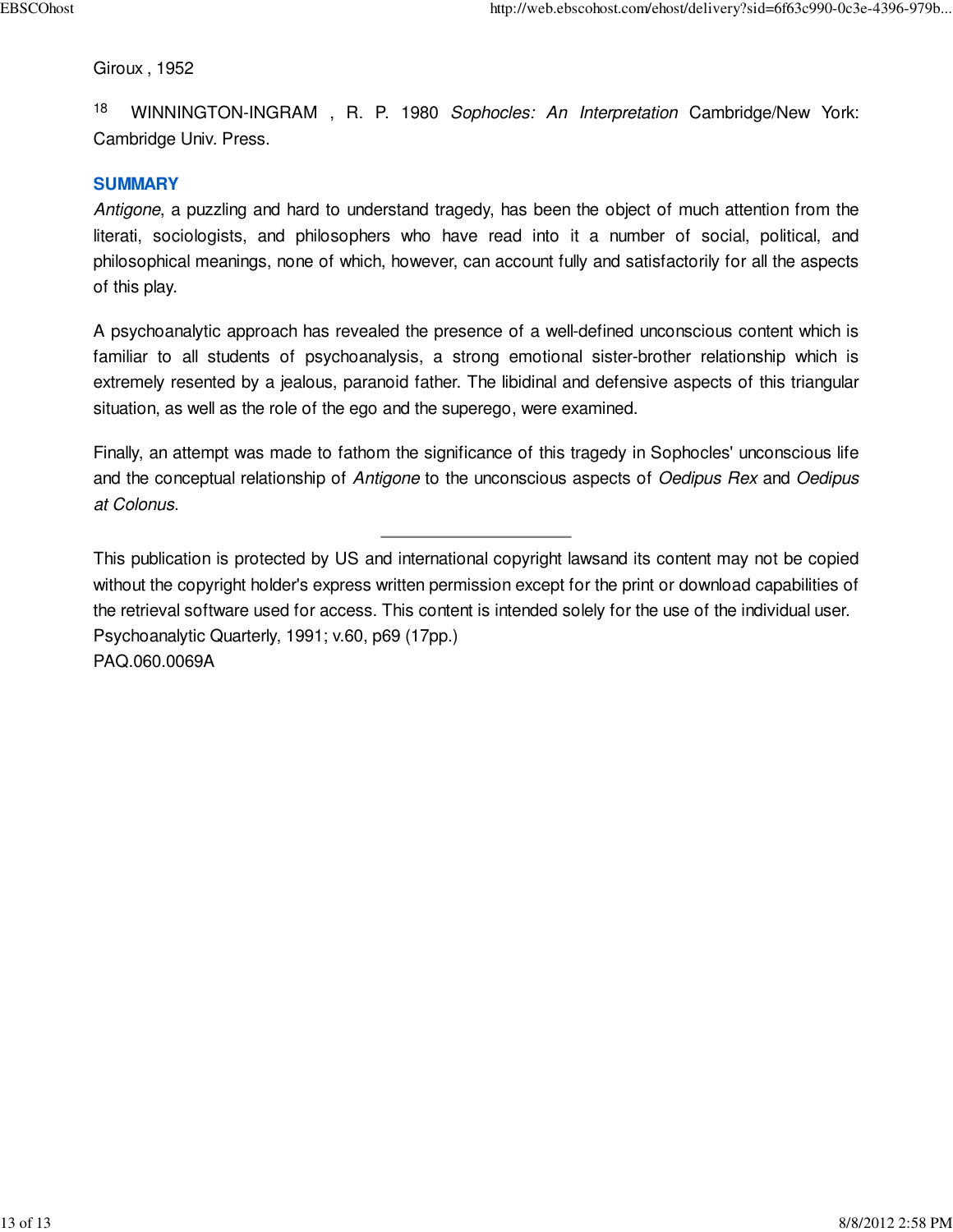Giroux , 1952

[18] WINNINGTON-INGRAM , R. P. 1980 *Sophocles: An Interpretation* Cambridge/New York: Cambridge Univ. Press.

## SUMMARY

*Antigone*, a puzzling and hard to understand tragedy, has been the object of much attention from the literati, sociologists, and philosophers who have read into it a number of social, political, and philosophical meanings, none of which, however, can account fully and satisfactorily for all the aspects of this play.

A psychoanalytic approach has revealed the presence of a well-defined unconscious content which is familiar to all students of psychoanalysis, a strong emotional sister-brother relationship which is extremely resented by a jealous, paranoid father. The libidinal and defensive aspects of this triangular situation, as well as the role of the ego and the superego, were examined.

Finally, an attempt was made to fathom the significance of this tragedy in Sophocles' unconscious life and the conceptual relationship of *Antigone* to the unconscious aspects of *Oedipus Rex* and *Oedipus at Colonus*.

---

This publication is protected by US and international copyright lawsand its content may not be copied without the copyright holder's express written permission except for the print or download capabilities of the retrieval software used for access. This content is intended solely for the use of the individual user.
Psychoanalytic Quarterly, 1991; v.60, p69 (17pp.)
PAQ.060.0069A